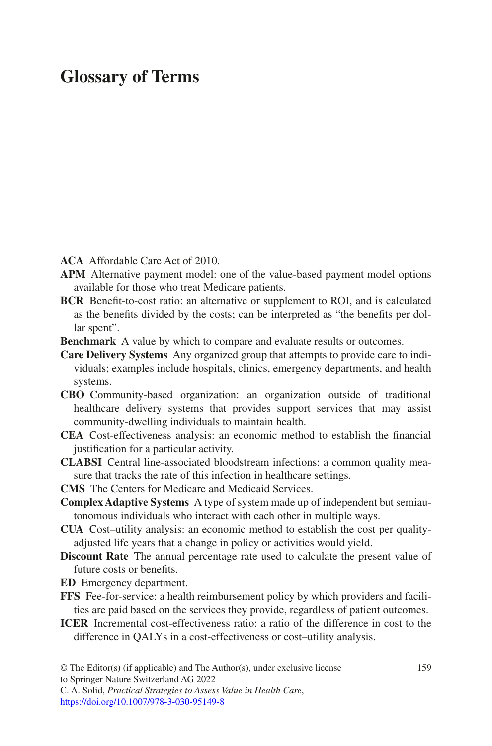# Glossary of Terms

**ACA** Affordable Care Act of 2010.

**APM** Alternative payment model: one of the value-based payment model options available for those who treat Medicare patients.

**BCR** Benefit-to-cost ratio: an alternative or supplement to ROI, and is calculated as the benefits divided by the costs; can be interpreted as "the benefits per dollar spent".

**Benchmark** A value by which to compare and evaluate results or outcomes.

**Care Delivery Systems** Any organized group that attempts to provide care to individuals; examples include hospitals, clinics, emergency departments, and health systems.

**CBO** Community-based organization: an organization outside of traditional healthcare delivery systems that provides support services that may assist community-dwelling individuals to maintain health.

**CEA** Cost-effectiveness analysis: an economic method to establish the financial justification for a particular activity.

**CLABSI** Central line-associated bloodstream infections: a common quality measure that tracks the rate of this infection in healthcare settings.

**CMS** The Centers for Medicare and Medicaid Services.

**Complex Adaptive Systems** A type of system made up of independent but semiautonomous individuals who interact with each other in multiple ways.

**CUA** Cost–utility analysis: an economic method to establish the cost per quality-adjusted life years that a change in policy or activities would yield.

**Discount Rate** The annual percentage rate used to calculate the present value of future costs or benefits.

**ED** Emergency department.

**FFS** Fee-for-service: a health reimbursement policy by which providers and facilities are paid based on the services they provide, regardless of patient outcomes.

**ICER** Incremental cost-effectiveness ratio: a ratio of the difference in cost to the difference in QALYs in a cost-effectiveness or cost–utility analysis.

© The Editor(s) (if applicable) and The Author(s), under exclusive license to Springer Nature Switzerland AG 2022
C. A. Solid, *Practical Strategies to Assess Value in Health Care*,
https://doi.org/10.1007/978-3-030-95149-8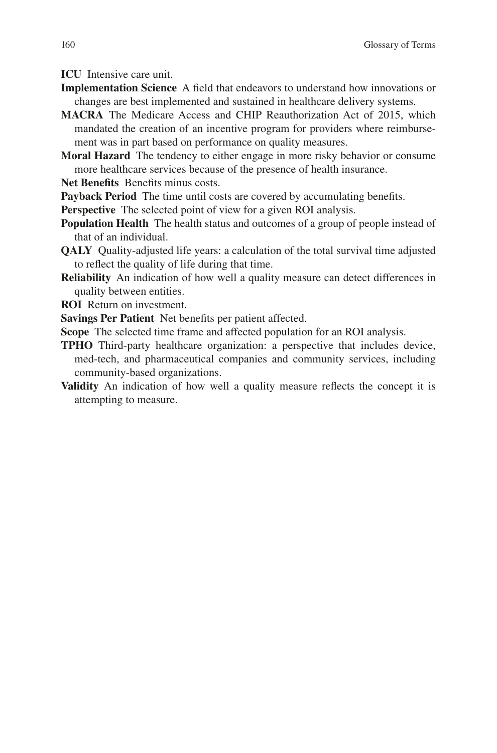**ICU** Intensive care unit.

**Implementation Science** A field that endeavors to understand how innovations or changes are best implemented and sustained in healthcare delivery systems.

**MACRA** The Medicare Access and CHIP Reauthorization Act of 2015, which mandated the creation of an incentive program for providers where reimbursement was in part based on performance on quality measures.

**Moral Hazard** The tendency to either engage in more risky behavior or consume more healthcare services because of the presence of health insurance.

**Net Benefits** Benefits minus costs.

**Payback Period** The time until costs are covered by accumulating benefits.

**Perspective** The selected point of view for a given ROI analysis.

**Population Health** The health status and outcomes of a group of people instead of that of an individual.

**QALY** Quality-adjusted life years: a calculation of the total survival time adjusted to reflect the quality of life during that time.

**Reliability** An indication of how well a quality measure can detect differences in quality between entities.

**ROI** Return on investment.

**Savings Per Patient** Net benefits per patient affected.

**Scope** The selected time frame and affected population for an ROI analysis.

**TPHO** Third-party healthcare organization: a perspective that includes device, med-tech, and pharmaceutical companies and community services, including community-based organizations.

**Validity** An indication of how well a quality measure reflects the concept it is attempting to measure.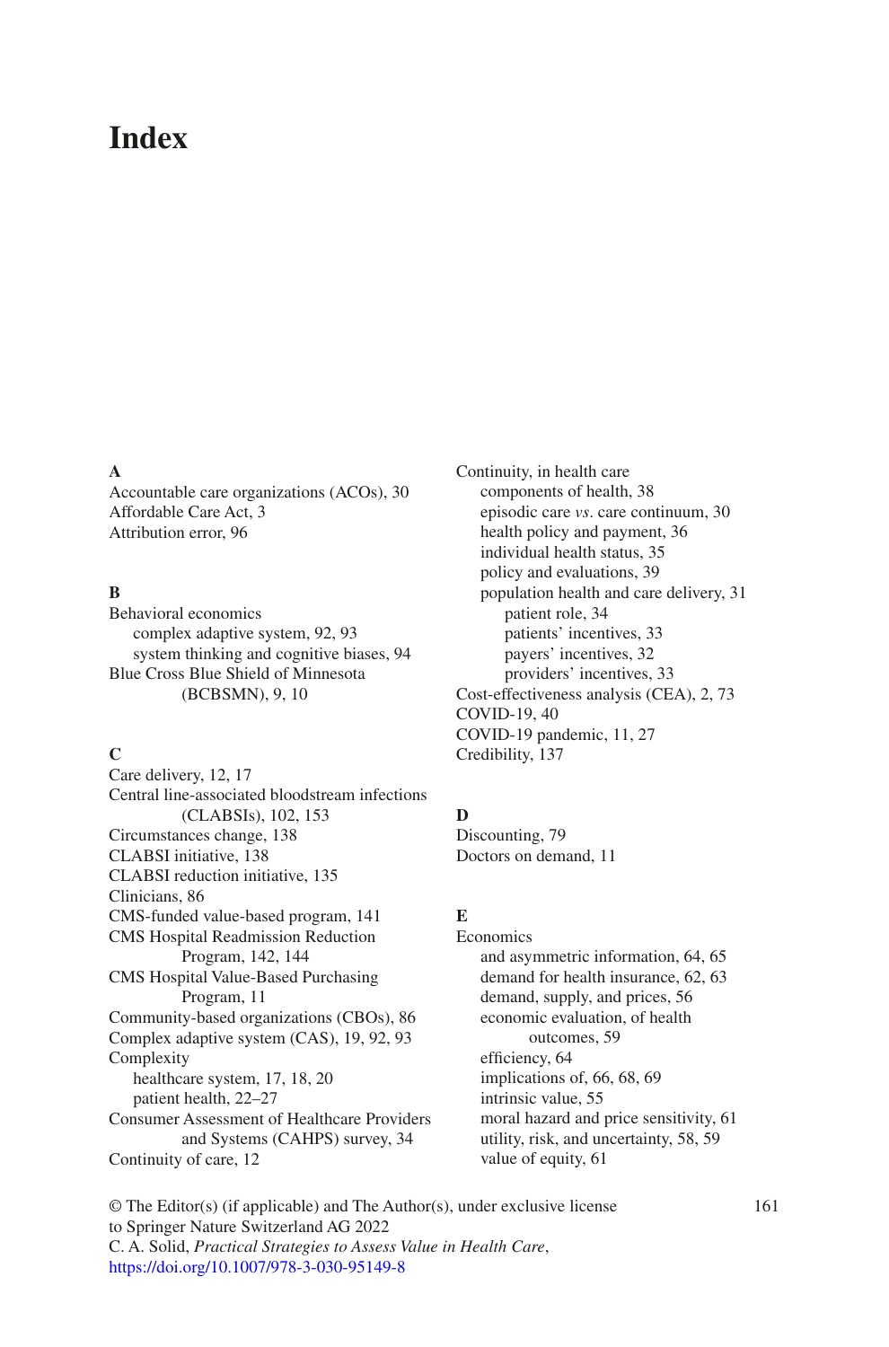# Index

**A**

Accountable care organizations (ACOs), 30
Affordable Care Act, 3
Attribution error, 96

**B**

Behavioral economics
- complex adaptive system, 92, 93
- system thinking and cognitive biases, 94

Blue Cross Blue Shield of Minnesota (BCBSMN), 9, 10

**C**

Care delivery, 12, 17
Central line-associated bloodstream infections (CLABSIs), 102, 153
Circumstances change, 138
CLABSI initiative, 138
CLABSI reduction initiative, 135
Clinicians, 86
CMS-funded value-based program, 141
CMS Hospital Readmission Reduction Program, 142, 144
CMS Hospital Value-Based Purchasing Program, 11
Community-based organizations (CBOs), 86
Complex adaptive system (CAS), 19, 92, 93
Complexity
- healthcare system, 17, 18, 20
- patient health, 22–27

Consumer Assessment of Healthcare Providers and Systems (CAHPS) survey, 34
Continuity of care, 12
Continuity, in health care
- components of health, 38
- episodic care *vs*. care continuum, 30
- health policy and payment, 36
- individual health status, 35
- policy and evaluations, 39
- population health and care delivery, 31
  - patient role, 34
  - patients' incentives, 33
  - payers' incentives, 32
  - providers' incentives, 33

Cost-effectiveness analysis (CEA), 2, 73
COVID-19, 40
COVID-19 pandemic, 11, 27
Credibility, 137

**D**

Discounting, 79
Doctors on demand, 11

**E**

Economics
- and asymmetric information, 64, 65
- demand for health insurance, 62, 63
- demand, supply, and prices, 56
- economic evaluation, of health outcomes, 59
- efficiency, 64
- implications of, 66, 68, 69
- intrinsic value, 55
- moral hazard and price sensitivity, 61
- utility, risk, and uncertainty, 58, 59
- value of equity, 61

© The Editor(s) (if applicable) and The Author(s), under exclusive license to Springer Nature Switzerland AG 2022
C. A. Solid, *Practical Strategies to Assess Value in Health Care*,
https://doi.org/10.1007/978-3-030-95149-8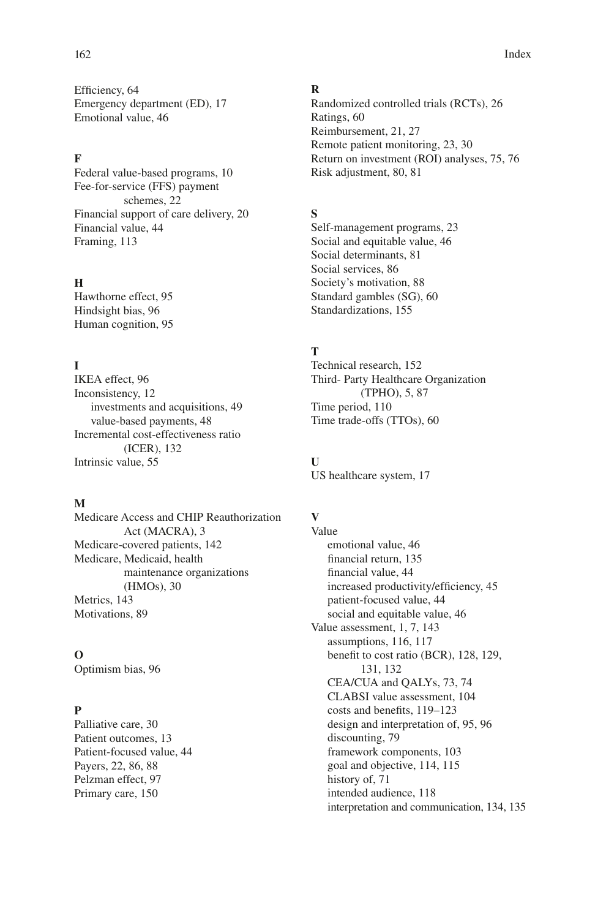Efficiency, 64
Emergency department (ED), 17
Emotional value, 46

**F**

Federal value-based programs, 10
Fee-for-service (FFS) payment schemes, 22
Financial support of care delivery, 20
Financial value, 44
Framing, 113

**H**

Hawthorne effect, 95
Hindsight bias, 96
Human cognition, 95

**I**

IKEA effect, 96
Inconsistency, 12
- investments and acquisitions, 49
- value-based payments, 48

Incremental cost-effectiveness ratio (ICER), 132
Intrinsic value, 55

**M**

Medicare Access and CHIP Reauthorization Act (MACRA), 3
Medicare-covered patients, 142
Medicare, Medicaid, health maintenance organizations (HMOs), 30
Metrics, 143
Motivations, 89

**O**

Optimism bias, 96

**P**

Palliative care, 30
Patient outcomes, 13
Patient-focused value, 44
Payers, 22, 86, 88
Pelzman effect, 97
Primary care, 150

**R**

Randomized controlled trials (RCTs), 26
Ratings, 60
Reimbursement, 21, 27
Remote patient monitoring, 23, 30
Return on investment (ROI) analyses, 75, 76
Risk adjustment, 80, 81

**S**

Self-management programs, 23
Social and equitable value, 46
Social determinants, 81
Social services, 86
Society's motivation, 88
Standard gambles (SG), 60
Standardizations, 155

**T**

Technical research, 152
Third- Party Healthcare Organization (TPHO), 5, 87
Time period, 110
Time trade-offs (TTOs), 60

**U**

US healthcare system, 17

**V**

Value
- emotional value, 46
- financial return, 135
- financial value, 44
- increased productivity/efficiency, 45
- patient-focused value, 44
- social and equitable value, 46

Value assessment, 1, 7, 143
- assumptions, 116, 117
- benefit to cost ratio (BCR), 128, 129, 131, 132
- CEA/CUA and QALYs, 73, 74
- CLABSI value assessment, 104
- costs and benefits, 119–123
- design and interpretation of, 95, 96
- discounting, 79
- framework components, 103
- goal and objective, 114, 115
- history of, 71
- intended audience, 118
- interpretation and communication, 134, 135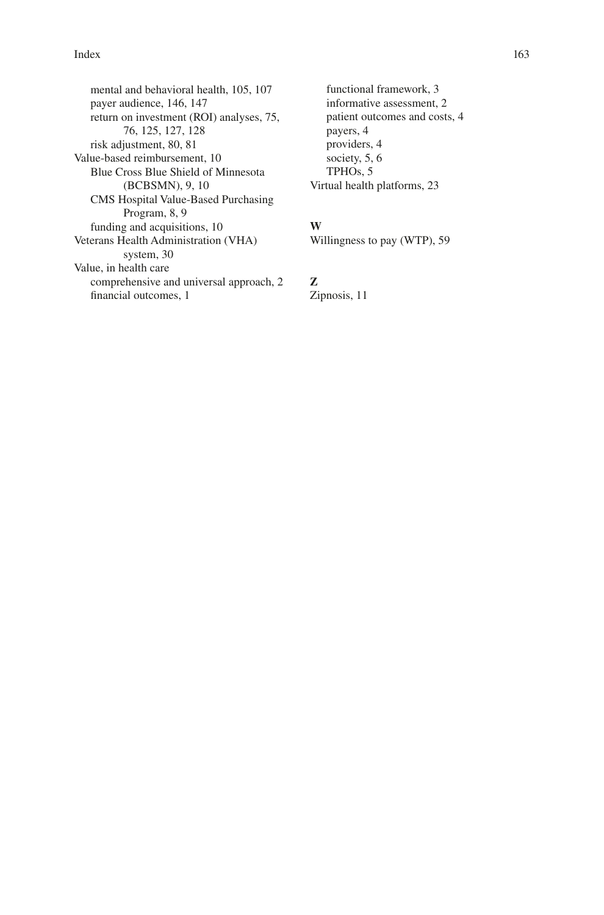mental and behavioral health, 105, 107
payer audience, 146, 147
return on investment (ROI) analyses, 75, 76, 125, 127, 128
risk adjustment, 80, 81

Value-based reimbursement, 10
Blue Cross Blue Shield of Minnesota (BCBSMN), 9, 10
CMS Hospital Value-Based Purchasing Program, 8, 9
funding and acquisitions, 10

Veterans Health Administration (VHA) system, 30

Value, in health care
comprehensive and universal approach, 2
financial outcomes, 1
functional framework, 3
informative assessment, 2
patient outcomes and costs, 4
payers, 4
providers, 4
society, 5, 6
TPHOs, 5

Virtual health platforms, 23

**W**

Willingness to pay (WTP), 59

**Z**

Zipnosis, 11